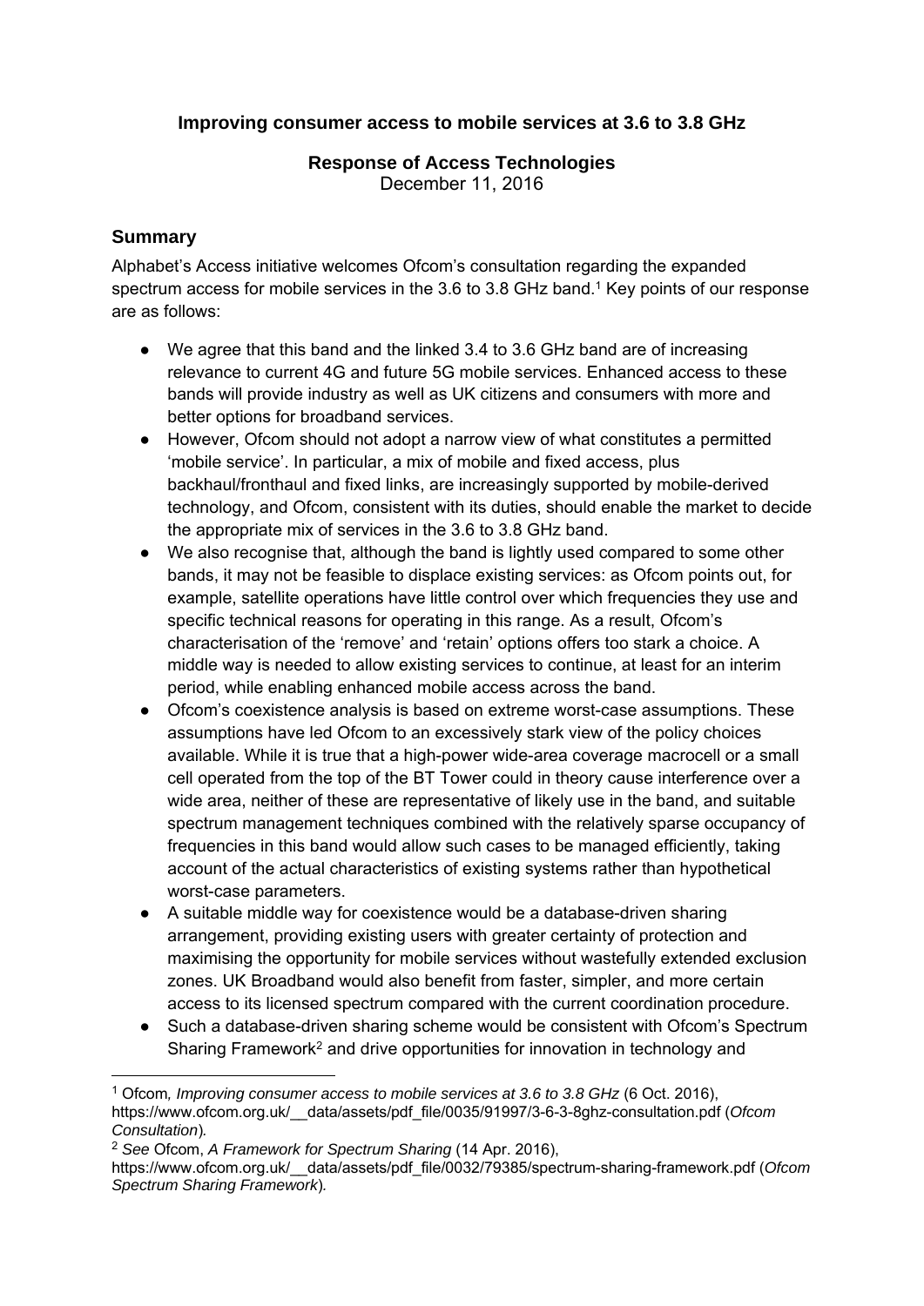# Improving consumer access to mobile services at 3.6 to 3.8 GHz

**Response of Access Technologies**
December 11, 2016

## Summary

Alphabet's Access initiative welcomes Ofcom's consultation regarding the expanded spectrum access for mobile services in the 3.6 to 3.8 GHz band.[1] Key points of our response are as follows:

- We agree that this band and the linked 3.4 to 3.6 GHz band are of increasing relevance to current 4G and future 5G mobile services. Enhanced access to these bands will provide industry as well as UK citizens and consumers with more and better options for broadband services.
- However, Ofcom should not adopt a narrow view of what constitutes a permitted 'mobile service'. In particular, a mix of mobile and fixed access, plus backhaul/fronthaul and fixed links, are increasingly supported by mobile-derived technology, and Ofcom, consistent with its duties, should enable the market to decide the appropriate mix of services in the 3.6 to 3.8 GHz band.
- We also recognise that, although the band is lightly used compared to some other bands, it may not be feasible to displace existing services: as Ofcom points out, for example, satellite operations have little control over which frequencies they use and specific technical reasons for operating in this range. As a result, Ofcom's characterisation of the 'remove' and 'retain' options offers too stark a choice. A middle way is needed to allow existing services to continue, at least for an interim period, while enabling enhanced mobile access across the band.
- Ofcom's coexistence analysis is based on extreme worst-case assumptions. These assumptions have led Ofcom to an excessively stark view of the policy choices available. While it is true that a high-power wide-area coverage macrocell or a small cell operated from the top of the BT Tower could in theory cause interference over a wide area, neither of these are representative of likely use in the band, and suitable spectrum management techniques combined with the relatively sparse occupancy of frequencies in this band would allow such cases to be managed efficiently, taking account of the actual characteristics of existing systems rather than hypothetical worst-case parameters.
- A suitable middle way for coexistence would be a database-driven sharing arrangement, providing existing users with greater certainty of protection and maximising the opportunity for mobile services without wastefully extended exclusion zones. UK Broadband would also benefit from faster, simpler, and more certain access to its licensed spectrum compared with the current coordination procedure.
- Such a database-driven sharing scheme would be consistent with Ofcom's Spectrum Sharing Framework[2] and drive opportunities for innovation in technology and

---

[1] Ofcom, *Improving consumer access to mobile services at 3.6 to 3.8 GHz* (6 Oct. 2016), https://www.ofcom.org.uk/__data/assets/pdf_file/0035/91997/3-6-3-8ghz-consultation.pdf (*Ofcom Consultation*).

[2] *See* Ofcom, *A Framework for Spectrum Sharing* (14 Apr. 2016), https://www.ofcom.org.uk/__data/assets/pdf_file/0032/79385/spectrum-sharing-framework.pdf (*Ofcom Spectrum Sharing Framework*).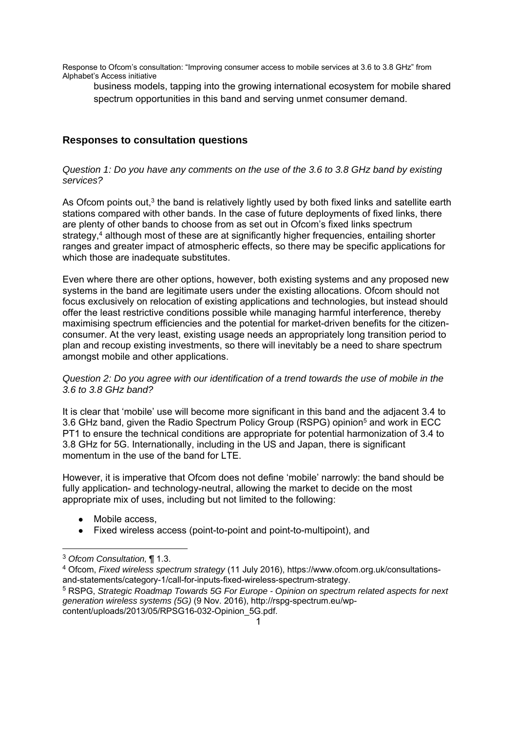business models, tapping into the growing international ecosystem for mobile shared spectrum opportunities in this band and serving unmet consumer demand.

## Responses to consultation questions

*Question 1: Do you have any comments on the use of the 3.6 to 3.8 GHz band by existing services?*

As Ofcom points out,[3] the band is relatively lightly used by both fixed links and satellite earth stations compared with other bands. In the case of future deployments of fixed links, there are plenty of other bands to choose from as set out in Ofcom's fixed links spectrum strategy,[4] although most of these are at significantly higher frequencies, entailing shorter ranges and greater impact of atmospheric effects, so there may be specific applications for which those are inadequate substitutes.

Even where there are other options, however, both existing systems and any proposed new systems in the band are legitimate users under the existing allocations. Ofcom should not focus exclusively on relocation of existing applications and technologies, but instead should offer the least restrictive conditions possible while managing harmful interference, thereby maximising spectrum efficiencies and the potential for market-driven benefits for the citizen-consumer. At the very least, existing usage needs an appropriately long transition period to plan and recoup existing investments, so there will inevitably be a need to share spectrum amongst mobile and other applications.

*Question 2: Do you agree with our identification of a trend towards the use of mobile in the 3.6 to 3.8 GHz band?*

It is clear that 'mobile' use will become more significant in this band and the adjacent 3.4 to 3.6 GHz band, given the Radio Spectrum Policy Group (RSPG) opinion[5] and work in ECC PT1 to ensure the technical conditions are appropriate for potential harmonization of 3.4 to 3.8 GHz for 5G. Internationally, including in the US and Japan, there is significant momentum in the use of the band for LTE.

However, it is imperative that Ofcom does not define 'mobile' narrowly: the band should be fully application- and technology-neutral, allowing the market to decide on the most appropriate mix of uses, including but not limited to the following:

- Mobile access,
- Fixed wireless access (point-to-point and point-to-multipoint), and

---

[3] *Ofcom Consultation,* ¶ 1.3.

[4] Ofcom, *Fixed wireless spectrum strategy* (11 July 2016), https://www.ofcom.org.uk/consultations-and-statements/category-1/call-for-inputs-fixed-wireless-spectrum-strategy.

[5] RSPG, *Strategic Roadmap Towards 5G For Europe - Opinion on spectrum related aspects for next generation wireless systems (5G)* (9 Nov. 2016), http://rspg-spectrum.eu/wp-content/uploads/2013/05/RPSG16-032-Opinion_5G.pdf.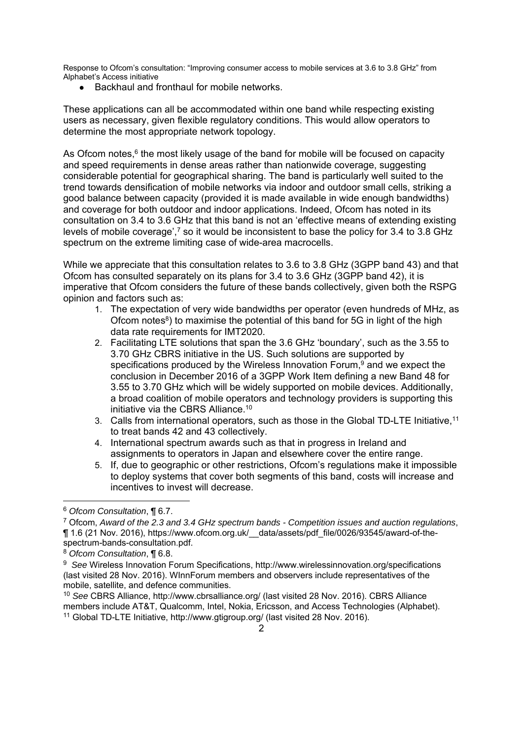- Backhaul and fronthaul for mobile networks.

These applications can all be accommodated within one band while respecting existing users as necessary, given flexible regulatory conditions. This would allow operators to determine the most appropriate network topology.

As Ofcom notes,[6] the most likely usage of the band for mobile will be focused on capacity and speed requirements in dense areas rather than nationwide coverage, suggesting considerable potential for geographical sharing. The band is particularly well suited to the trend towards densification of mobile networks via indoor and outdoor small cells, striking a good balance between capacity (provided it is made available in wide enough bandwidths) and coverage for both outdoor and indoor applications. Indeed, Ofcom has noted in its consultation on 3.4 to 3.6 GHz that this band is not an 'effective means of extending existing levels of mobile coverage',[7] so it would be inconsistent to base the policy for 3.4 to 3.8 GHz spectrum on the extreme limiting case of wide-area macrocells.

While we appreciate that this consultation relates to 3.6 to 3.8 GHz (3GPP band 43) and that Ofcom has consulted separately on its plans for 3.4 to 3.6 GHz (3GPP band 42), it is imperative that Ofcom considers the future of these bands collectively, given both the RSPG opinion and factors such as:

1. The expectation of very wide bandwidths per operator (even hundreds of MHz, as Ofcom notes[8]) to maximise the potential of this band for 5G in light of the high data rate requirements for IMT2020.
2. Facilitating LTE solutions that span the 3.6 GHz 'boundary', such as the 3.55 to 3.70 GHz CBRS initiative in the US. Such solutions are supported by specifications produced by the Wireless Innovation Forum,[9] and we expect the conclusion in December 2016 of a 3GPP Work Item defining a new Band 48 for 3.55 to 3.70 GHz which will be widely supported on mobile devices. Additionally, a broad coalition of mobile operators and technology providers is supporting this initiative via the CBRS Alliance.[10]
3. Calls from international operators, such as those in the Global TD-LTE Initiative,[11] to treat bands 42 and 43 collectively.
4. International spectrum awards such as that in progress in Ireland and assignments to operators in Japan and elsewhere cover the entire range.
5. If, due to geographic or other restrictions, Ofcom's regulations make it impossible to deploy systems that cover both segments of this band, costs will increase and incentives to invest will decrease.

---

[6] *Ofcom Consultation*, ¶ 6.7.

[7] Ofcom, *Award of the 2.3 and 3.4 GHz spectrum bands - Competition issues and auction regulations*, ¶ 1.6 (21 Nov. 2016), https://www.ofcom.org.uk/__data/assets/pdf_file/0026/93545/award-of-the-spectrum-bands-consultation.pdf.

[8] *Ofcom Consultation*, ¶ 6.8.

[9] *See* Wireless Innovation Forum Specifications, http://www.wirelessinnovation.org/specifications (last visited 28 Nov. 2016). WInnForum members and observers include representatives of the mobile, satellite, and defence communities.

[10] *See* CBRS Alliance, http://www.cbrsalliance.org/ (last visited 28 Nov. 2016). CBRS Alliance members include AT&T, Qualcomm, Intel, Nokia, Ericsson, and Access Technologies (Alphabet).

[11] Global TD-LTE Initiative, http://www.gtigroup.org/ (last visited 28 Nov. 2016).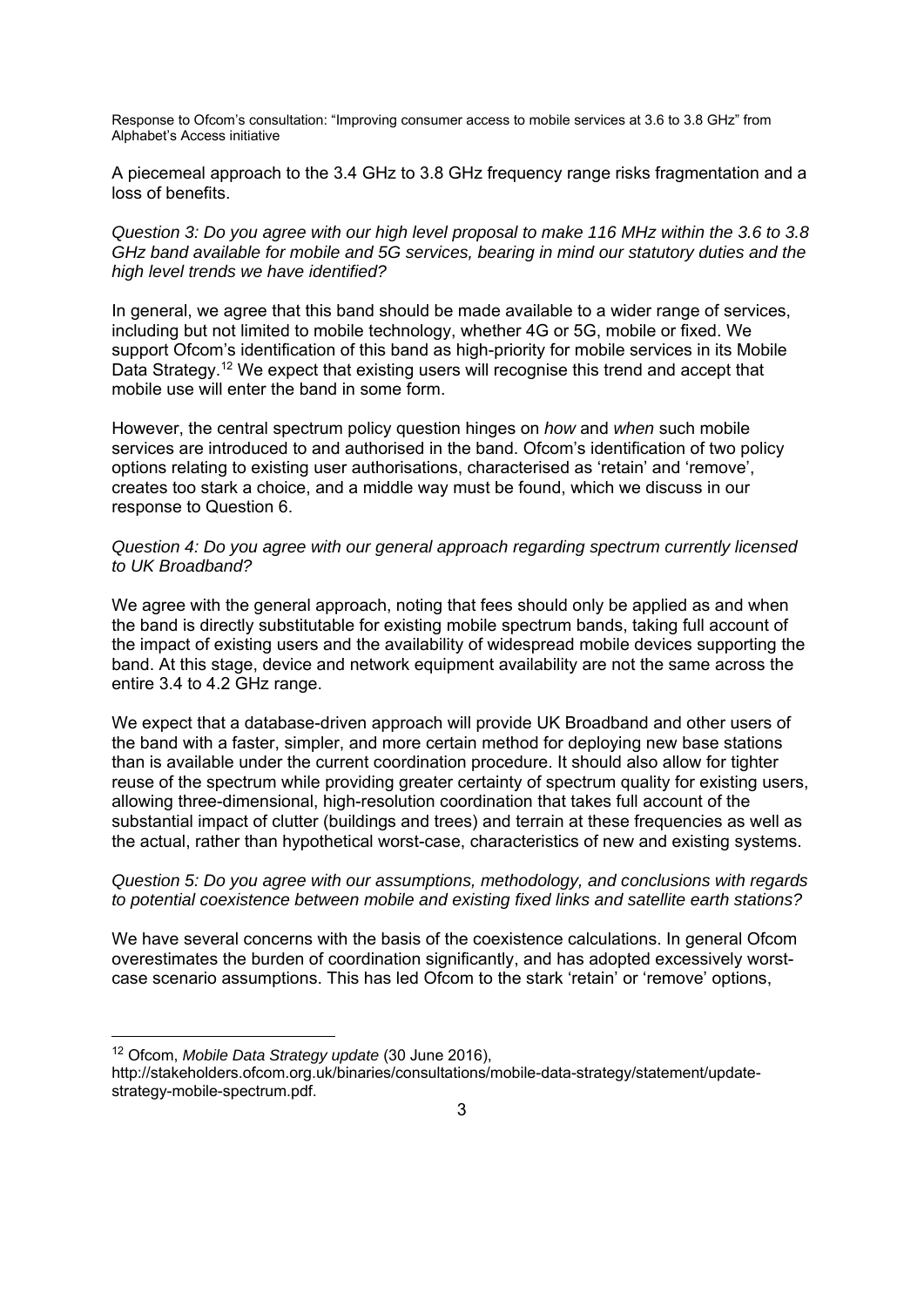A piecemeal approach to the 3.4 GHz to 3.8 GHz frequency range risks fragmentation and a loss of benefits.

*Question 3: Do you agree with our high level proposal to make 116 MHz within the 3.6 to 3.8 GHz band available for mobile and 5G services, bearing in mind our statutory duties and the high level trends we have identified?*

In general, we agree that this band should be made available to a wider range of services, including but not limited to mobile technology, whether 4G or 5G, mobile or fixed. We support Ofcom's identification of this band as high-priority for mobile services in its Mobile Data Strategy.[12] We expect that existing users will recognise this trend and accept that mobile use will enter the band in some form.

However, the central spectrum policy question hinges on *how* and *when* such mobile services are introduced to and authorised in the band. Ofcom's identification of two policy options relating to existing user authorisations, characterised as 'retain' and 'remove', creates too stark a choice, and a middle way must be found, which we discuss in our response to Question 6.

*Question 4: Do you agree with our general approach regarding spectrum currently licensed to UK Broadband?*

We agree with the general approach, noting that fees should only be applied as and when the band is directly substitutable for existing mobile spectrum bands, taking full account of the impact of existing users and the availability of widespread mobile devices supporting the band. At this stage, device and network equipment availability are not the same across the entire 3.4 to 4.2 GHz range.

We expect that a database-driven approach will provide UK Broadband and other users of the band with a faster, simpler, and more certain method for deploying new base stations than is available under the current coordination procedure. It should also allow for tighter reuse of the spectrum while providing greater certainty of spectrum quality for existing users, allowing three-dimensional, high-resolution coordination that takes full account of the substantial impact of clutter (buildings and trees) and terrain at these frequencies as well as the actual, rather than hypothetical worst-case, characteristics of new and existing systems.

*Question 5: Do you agree with our assumptions, methodology, and conclusions with regards to potential coexistence between mobile and existing fixed links and satellite earth stations?*

We have several concerns with the basis of the coexistence calculations. In general Ofcom overestimates the burden of coordination significantly, and has adopted excessively worst-case scenario assumptions. This has led Ofcom to the stark 'retain' or 'remove' options,

---

[12] Ofcom, *Mobile Data Strategy update* (30 June 2016), http://stakeholders.ofcom.org.uk/binaries/consultations/mobile-data-strategy/statement/update-strategy-mobile-spectrum.pdf.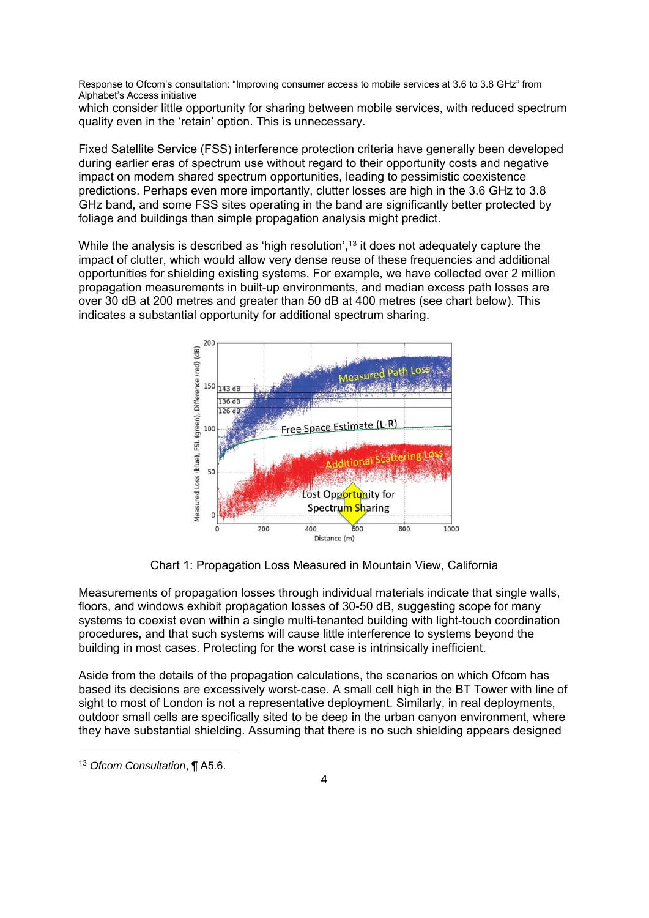which consider little opportunity for sharing between mobile services, with reduced spectrum quality even in the 'retain' option. This is unnecessary.

Fixed Satellite Service (FSS) interference protection criteria have generally been developed during earlier eras of spectrum use without regard to their opportunity costs and negative impact on modern shared spectrum opportunities, leading to pessimistic coexistence predictions. Perhaps even more importantly, clutter losses are high in the 3.6 GHz to 3.8 GHz band, and some FSS sites operating in the band are significantly better protected by foliage and buildings than simple propagation analysis might predict.

While the analysis is described as 'high resolution',[13] it does not adequately capture the impact of clutter, which would allow very dense reuse of these frequencies and additional opportunities for shielding existing systems. For example, we have collected over 2 million propagation measurements in built-up environments, and median excess path losses are over 30 dB at 200 metres and greater than 50 dB at 400 metres (see chart below). This indicates a substantial opportunity for additional spectrum sharing.

Chart 1: Propagation Loss Measured in Mountain View, California

Measurements of propagation losses through individual materials indicate that single walls, floors, and windows exhibit propagation losses of 30-50 dB, suggesting scope for many systems to coexist even within a single multi-tenanted building with light-touch coordination procedures, and that such systems will cause little interference to systems beyond the building in most cases. Protecting for the worst case is intrinsically inefficient.

Aside from the details of the propagation calculations, the scenarios on which Ofcom has based its decisions are excessively worst-case. A small cell high in the BT Tower with line of sight to most of London is not a representative deployment. Similarly, in real deployments, outdoor small cells are specifically sited to be deep in the urban canyon environment, where they have substantial shielding. Assuming that there is no such shielding appears designed

[13] *Ofcom Consultation*, ¶ A5.6.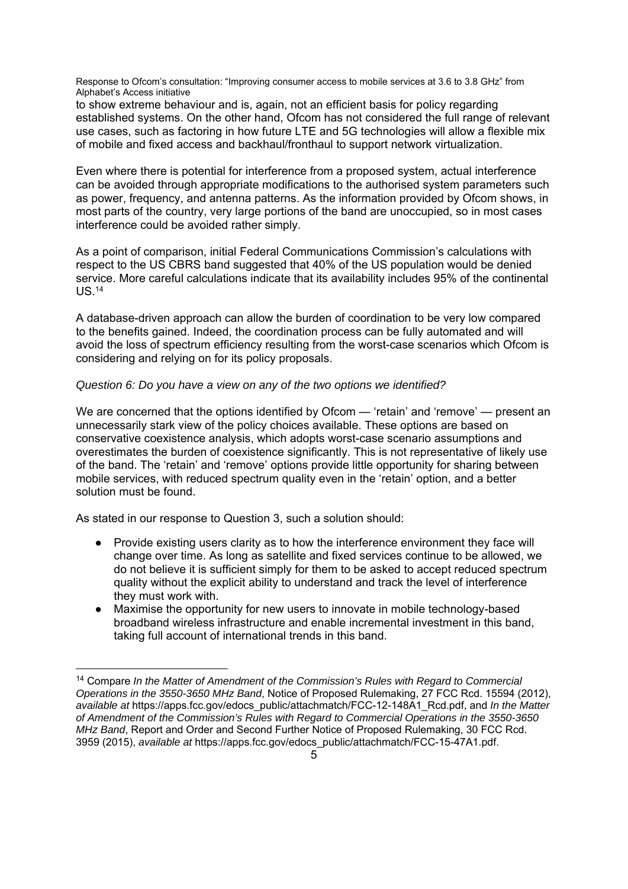to show extreme behaviour and is, again, not an efficient basis for policy regarding established systems. On the other hand, Ofcom has not considered the full range of relevant use cases, such as factoring in how future LTE and 5G technologies will allow a flexible mix of mobile and fixed access and backhaul/fronthaul to support network virtualization.

Even where there is potential for interference from a proposed system, actual interference can be avoided through appropriate modifications to the authorised system parameters such as power, frequency, and antenna patterns. As the information provided by Ofcom shows, in most parts of the country, very large portions of the band are unoccupied, so in most cases interference could be avoided rather simply.

As a point of comparison, initial Federal Communications Commission's calculations with respect to the US CBRS band suggested that 40% of the US population would be denied service. More careful calculations indicate that its availability includes 95% of the continental US.[14]

A database-driven approach can allow the burden of coordination to be very low compared to the benefits gained. Indeed, the coordination process can be fully automated and will avoid the loss of spectrum efficiency resulting from the worst-case scenarios which Ofcom is considering and relying on for its policy proposals.

*Question 6: Do you have a view on any of the two options we identified?*

We are concerned that the options identified by Ofcom — 'retain' and 'remove' — present an unnecessarily stark view of the policy choices available. These options are based on conservative coexistence analysis, which adopts worst-case scenario assumptions and overestimates the burden of coexistence significantly. This is not representative of likely use of the band. The 'retain' and 'remove' options provide little opportunity for sharing between mobile services, with reduced spectrum quality even in the 'retain' option, and a better solution must be found.

As stated in our response to Question 3, such a solution should:

- Provide existing users clarity as to how the interference environment they face will change over time. As long as satellite and fixed services continue to be allowed, we do not believe it is sufficient simply for them to be asked to accept reduced spectrum quality without the explicit ability to understand and track the level of interference they must work with.
- Maximise the opportunity for new users to innovate in mobile technology-based broadband wireless infrastructure and enable incremental investment in this band, taking full account of international trends in this band.

---

[14] Compare *In the Matter of Amendment of the Commission's Rules with Regard to Commercial Operations in the 3550-3650 MHz Band*, Notice of Proposed Rulemaking, 27 FCC Rcd. 15594 (2012), *available at* https://apps.fcc.gov/edocs_public/attachmatch/FCC-12-148A1_Rcd.pdf, and *In the Matter of Amendment of the Commission's Rules with Regard to Commercial Operations in the 3550-3650 MHz Band*, Report and Order and Second Further Notice of Proposed Rulemaking, 30 FCC Rcd. 3959 (2015), *available at* https://apps.fcc.gov/edocs_public/attachmatch/FCC-15-47A1.pdf.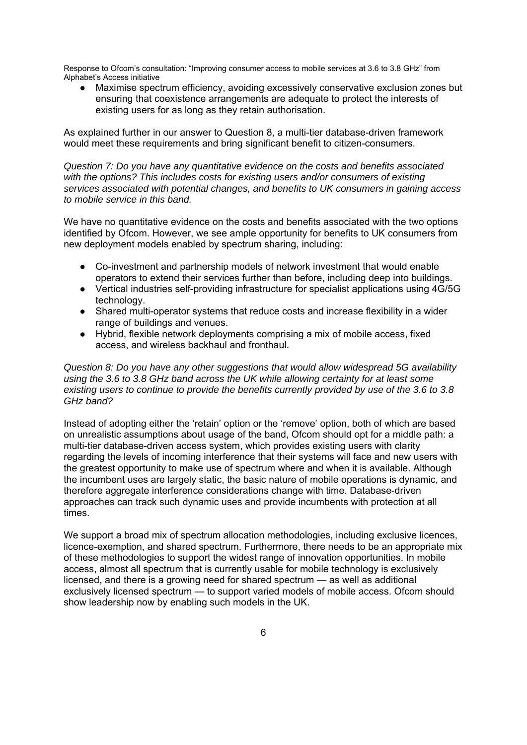- Maximise spectrum efficiency, avoiding excessively conservative exclusion zones but ensuring that coexistence arrangements are adequate to protect the interests of existing users for as long as they retain authorisation.

As explained further in our answer to Question 8, a multi-tier database-driven framework would meet these requirements and bring significant benefit to citizen-consumers.

*Question 7: Do you have any quantitative evidence on the costs and benefits associated with the options? This includes costs for existing users and/or consumers of existing services associated with potential changes, and benefits to UK consumers in gaining access to mobile service in this band.*

We have no quantitative evidence on the costs and benefits associated with the two options identified by Ofcom. However, we see ample opportunity for benefits to UK consumers from new deployment models enabled by spectrum sharing, including:

- Co-investment and partnership models of network investment that would enable operators to extend their services further than before, including deep into buildings.
- Vertical industries self-providing infrastructure for specialist applications using 4G/5G technology.
- Shared multi-operator systems that reduce costs and increase flexibility in a wider range of buildings and venues.
- Hybrid, flexible network deployments comprising a mix of mobile access, fixed access, and wireless backhaul and fronthaul.

*Question 8: Do you have any other suggestions that would allow widespread 5G availability using the 3.6 to 3.8 GHz band across the UK while allowing certainty for at least some existing users to continue to provide the benefits currently provided by use of the 3.6 to 3.8 GHz band?*

Instead of adopting either the 'retain' option or the 'remove' option, both of which are based on unrealistic assumptions about usage of the band, Ofcom should opt for a middle path: a multi-tier database-driven access system, which provides existing users with clarity regarding the levels of incoming interference that their systems will face and new users with the greatest opportunity to make use of spectrum where and when it is available. Although the incumbent uses are largely static, the basic nature of mobile operations is dynamic, and therefore aggregate interference considerations change with time. Database-driven approaches can track such dynamic uses and provide incumbents with protection at all times.

We support a broad mix of spectrum allocation methodologies, including exclusive licences, licence-exemption, and shared spectrum. Furthermore, there needs to be an appropriate mix of these methodologies to support the widest range of innovation opportunities. In mobile access, almost all spectrum that is currently usable for mobile technology is exclusively licensed, and there is a growing need for shared spectrum — as well as additional exclusively licensed spectrum — to support varied models of mobile access. Ofcom should show leadership now by enabling such models in the UK.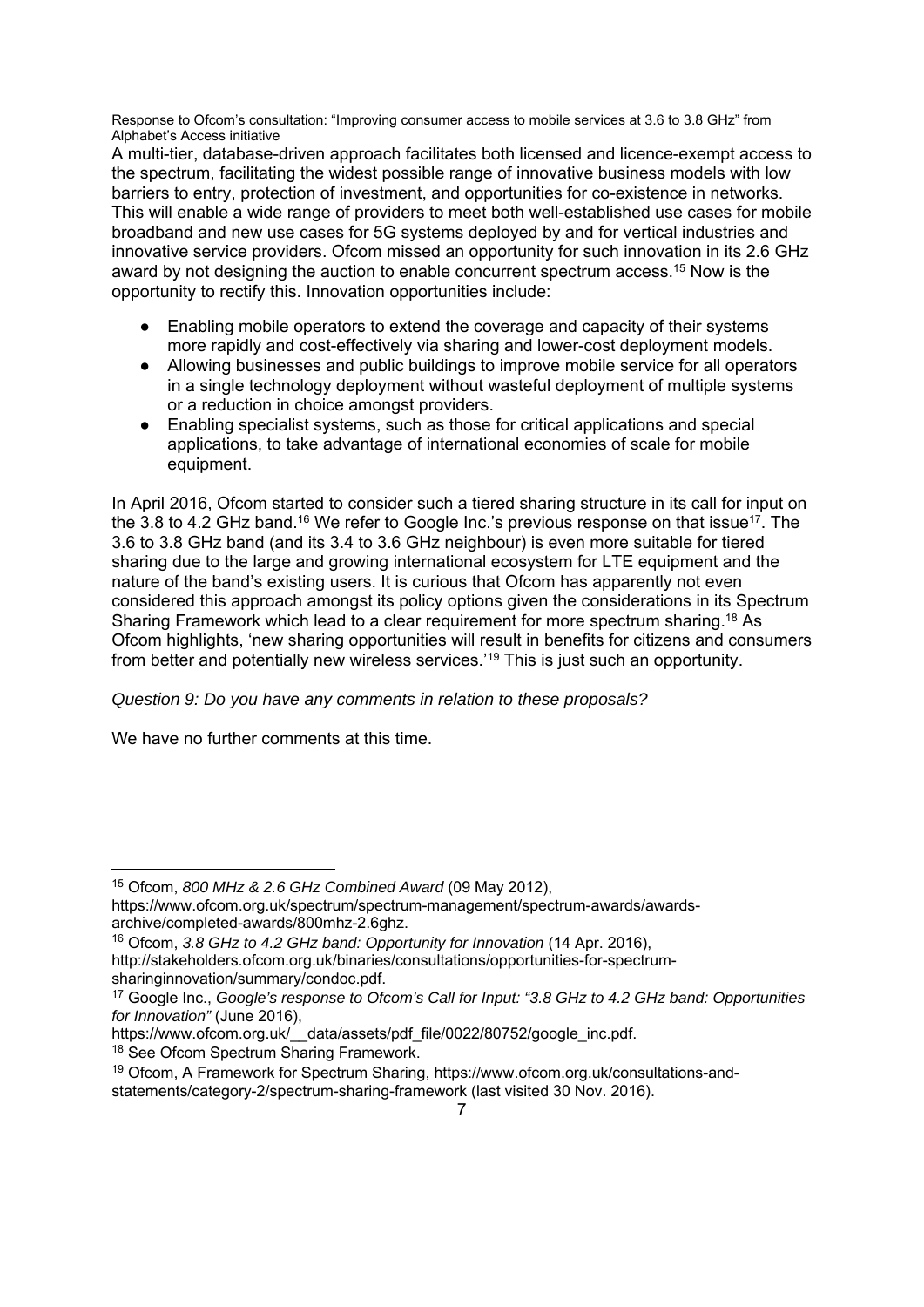A multi-tier, database-driven approach facilitates both licensed and licence-exempt access to the spectrum, facilitating the widest possible range of innovative business models with low barriers to entry, protection of investment, and opportunities for co-existence in networks. This will enable a wide range of providers to meet both well-established use cases for mobile broadband and new use cases for 5G systems deployed by and for vertical industries and innovative service providers. Ofcom missed an opportunity for such innovation in its 2.6 GHz award by not designing the auction to enable concurrent spectrum access.[15] Now is the opportunity to rectify this. Innovation opportunities include:

- Enabling mobile operators to extend the coverage and capacity of their systems more rapidly and cost-effectively via sharing and lower-cost deployment models.
- Allowing businesses and public buildings to improve mobile service for all operators in a single technology deployment without wasteful deployment of multiple systems or a reduction in choice amongst providers.
- Enabling specialist systems, such as those for critical applications and special applications, to take advantage of international economies of scale for mobile equipment.

In April 2016, Ofcom started to consider such a tiered sharing structure in its call for input on the 3.8 to 4.2 GHz band.[16] We refer to Google Inc.'s previous response on that issue[17]. The 3.6 to 3.8 GHz band (and its 3.4 to 3.6 GHz neighbour) is even more suitable for tiered sharing due to the large and growing international ecosystem for LTE equipment and the nature of the band's existing users. It is curious that Ofcom has apparently not even considered this approach amongst its policy options given the considerations in its Spectrum Sharing Framework which lead to a clear requirement for more spectrum sharing.[18] As Ofcom highlights, 'new sharing opportunities will result in benefits for citizens and consumers from better and potentially new wireless services.'[19] This is just such an opportunity.

*Question 9: Do you have any comments in relation to these proposals?*

We have no further comments at this time.

---

[15] Ofcom, *800 MHz & 2.6 GHz Combined Award* (09 May 2012), https://www.ofcom.org.uk/spectrum/spectrum-management/spectrum-awards/awards-archive/completed-awards/800mhz-2.6ghz.

[16] Ofcom, *3.8 GHz to 4.2 GHz band: Opportunity for Innovation* (14 Apr. 2016), http://stakeholders.ofcom.org.uk/binaries/consultations/opportunities-for-spectrum-sharinginnovation/summary/condoc.pdf.

[17] Google Inc., *Google's response to Ofcom's Call for Input: "3.8 GHz to 4.2 GHz band: Opportunities for Innovation"* (June 2016), https://www.ofcom.org.uk/__data/assets/pdf_file/0022/80752/google_inc.pdf.

[18] See Ofcom Spectrum Sharing Framework.

[19] Ofcom, A Framework for Spectrum Sharing, https://www.ofcom.org.uk/consultations-and-statements/category-2/spectrum-sharing-framework (last visited 30 Nov. 2016).